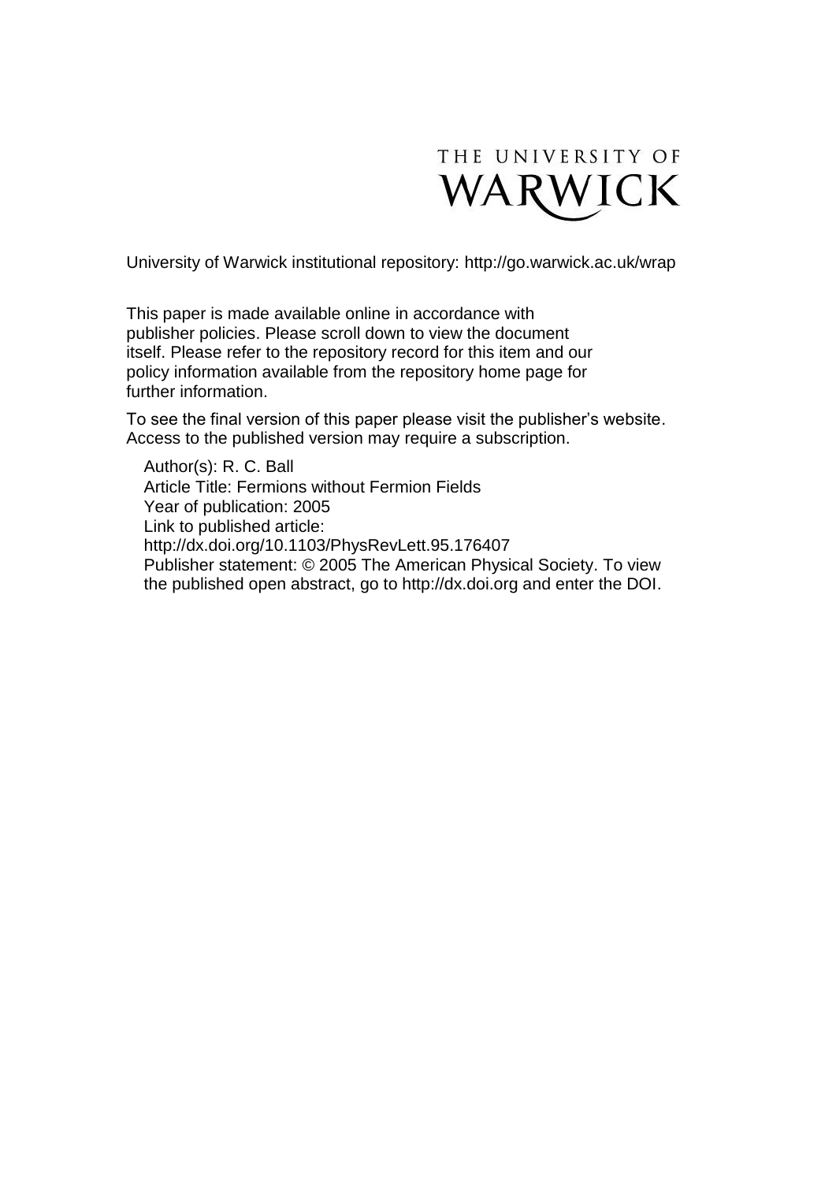THE UNIVERSITY OF WARWICK

University of Warwick institutional repository: http://go.warwick.ac.uk/wrap

This paper is made available online in accordance with publisher policies. Please scroll down to view the document itself. Please refer to the repository record for this item and our policy information available from the repository home page for further information.

To see the final version of this paper please visit the publisher's website. Access to the published version may require a subscription.

Author(s): R. C. Ball
Article Title: Fermions without Fermion Fields
Year of publication: 2005
Link to published article:
http://dx.doi.org/10.1103/PhysRevLett.95.176407
Publisher statement: © 2005 The American Physical Society. To view the published open abstract, go to http://dx.doi.org and enter the DOI.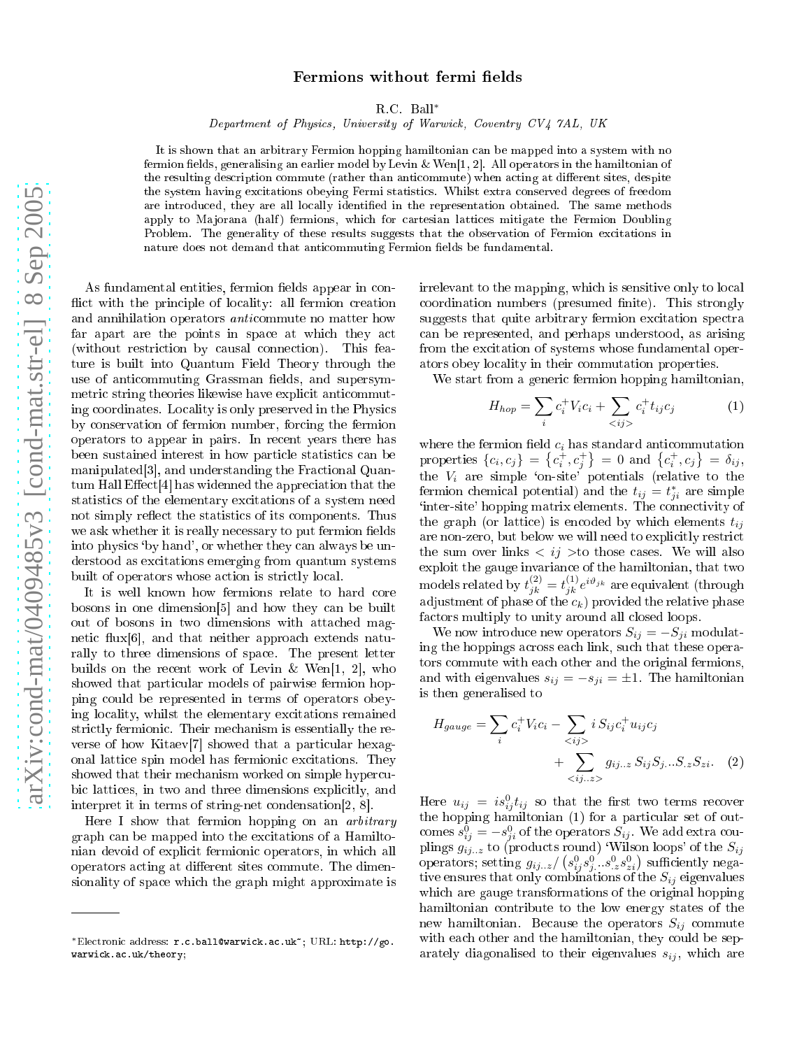# Fermions without fermi fields

R.C. Ball*

*Department of Physics, University of Warwick, Coventry CV4 7AL, UK*

It is shown that an arbitrary Fermion hopping hamiltonian can be mapped into a system with no fermion fields, generalising an earlier model by Levin & Wen[1, 2]. All operators in the hamiltonian of the resulting description commute (rather than anticommute) when acting at different sites, despite the system having excitations obeying Fermi statistics. Whilst extra conserved degrees of freedom are introduced, they are all locally identified in the representation obtained. The same methods apply to Majorana (half) fermions, which for cartesian lattices mitigate the Fermion Doubling Problem. The generality of these results suggests that the observation of Fermion excitations in nature does not demand that anticommuting Fermion fields be fundamental.

As fundamental entities, fermion fields appear in conflict with the principle of locality: all fermion creation and annihilation operators *anti*commute no matter how far apart are the points in space at which they act (without restriction by causal connection). This feature is built into Quantum Field Theory through the use of anticommuting Grassman fields, and supersymmetric string theories likewise have explicit anticommuting coordinates. Locality is only preserved in the Physics by conservation of fermion number, forcing the fermion operators to appear in pairs. In recent years there has been sustained interest in how particle statistics can be manipulated[3], and understanding the Fractional Quantum Hall Effect[4] has widenned the appreciation that the statistics of the elementary excitations of a system need not simply reflect the statistics of its components. Thus we ask whether it is really necessary to put fermion fields into physics 'by hand', or whether they can always be understood as excitations emerging from quantum systems built of operators whose action is strictly local.

It is well known how fermions relate to hard core bosons in one dimension[5] and how they can be built out of bosons in two dimensions with attached magnetic flux[6], and that neither approach extends naturally to three dimensions of space. The present letter builds on the recent work of Levin & Wen[1, 2], who showed that particular models of pairwise fermion hopping could be represented in terms of operators obeying locality, whilst the elementary excitations remained strictly fermionic. Their mechanism is essentially the reverse of how Kitaev[7] showed that a particular hexagonal lattice spin model has fermionic excitations. They showed that their mechanism worked on simple hypercubic lattices, in two and three dimensions explicitly, and interpret it in terms of string-net condensation[2, 8].

Here I show that fermion hopping on an *arbitrary* graph can be mapped into the excitations of a Hamiltonian devoid of explicit fermionic operators, in which all operators acting at different sites commute. The dimensionality of space which the graph might approximate is irrelevant to the mapping, which is sensitive only to local coordination numbers (presumed finite). This strongly suggests that quite arbitrary fermion excitation spectra can be represented, and perhaps understood, as arising from the excitation of systems whose fundamental operators obey locality in their commutation properties.

We start from a generic fermion hopping hamiltonian,

$$H_{hop} = \sum_i c_i^+ V_i c_i + \sum_{<ij>} c_i^+ t_{ij} c_j \tag{1}$$

where the fermion field $c_i$ has standard anticommutation properties $\{c_i, c_j\} = \{c_i^+, c_j^+\} = 0$ and $\{c_i^+, c_j\} = \delta_{ij}$, the $V_i$ are simple 'on-site' potentials (relative to the fermion chemical potential) and the $t_{ij} = t_{ji}^*$ are simple 'inter-site' hopping matrix elements. The connectivity of the graph (or lattice) is encoded by which elements $t_{ij}$ are non-zero, but below we will need to explicitly restrict the sum over links $< ij >$ to those cases. We will also exploit the gauge invariance of the hamiltonian, that two models related by $t_{jk}^{(2)} = t_{jk}^{(1)} e^{i\vartheta_{jk}}$ are equivalent (through adjustment of phase of the $c_k$) provided the relative phase factors multiply to unity around all closed loops.

We now introduce new operators $S_{ij} = -S_{ji}$ modulating the hoppings across each link, such that these operators commute with each other and the original fermions, and with eigenvalues $s_{ij} = -s_{ji} = \pm 1$. The hamiltonian is then generalised to

$$H_{gauge} = \sum_i c_i^+ V_i c_i - \sum_{<ij>} i\, S_{ij} c_i^+ u_{ij} c_j + \sum_{<ij..z>} g_{ij..z}\, S_{ij} S_{j..} .. S_{.z} S_{zi}. \tag{2}$$

Here $u_{ij} = i s_{ij}^0 t_{ij}$ so that the first two terms recover the hopping hamiltonian (1) for a particular set of outcomes $s_{ij}^0 = -s_{ji}^0$ of the operators $S_{ij}$. We add extra couplings $g_{ij..z}$ to (products round) 'Wilson loops' of the $S_{ij}$ operators; setting $g_{ij..z} / \left(s_{ij}^0 s_{j..}^0 .. s_{.z}^0 s_{zi}^0\right)$ sufficiently negative ensures that only combinations of the $S_{ij}$ eigenvalues which are gauge transformations of the original hopping hamiltonian contribute to the low energy states of the new hamiltonian. Because the operators $S_{ij}$ commute with each other and the hamiltonian, they could be separately diagonalised to their eigenvalues $s_{ij}$, which are

---

*Electronic address: r.c.ball@warwick.ac.uk~; URL: http://go.warwick.ac.uk/theory;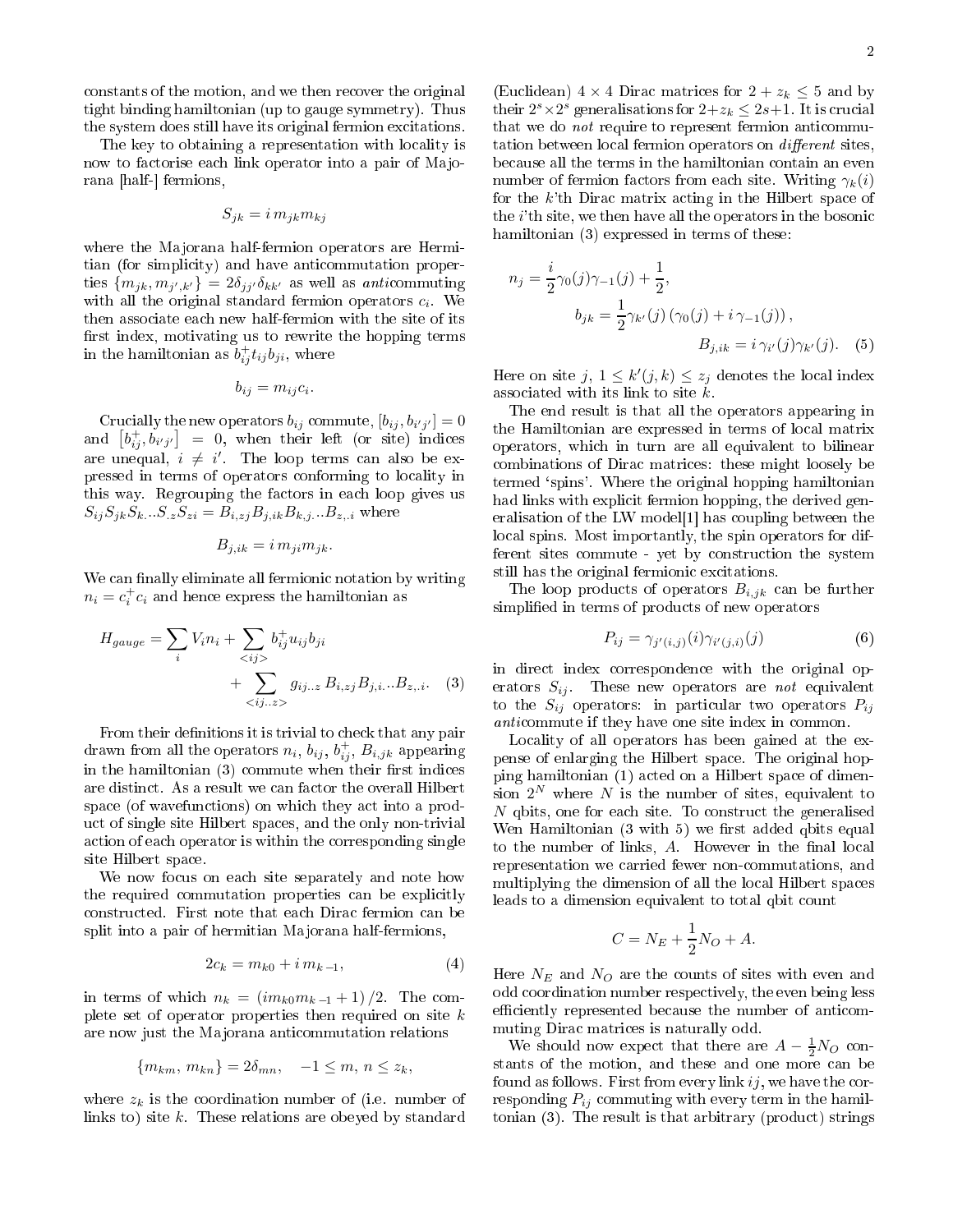constants of the motion, and we then recover the original tight binding hamiltonian (up to gauge symmetry). Thus the system does still have its original fermion excitations.

The key to obtaining a representation with locality is now to factorise each link operator into a pair of Majorana [half-] fermions,

$$S_{jk} = i\, m_{jk} m_{kj}$$

where the Majorana half-fermion operators are Hermitian (for simplicity) and have anticommutation properties $\{m_{jk}, m_{j',k'}\} = 2\delta_{jj'}\delta_{kk'}$ as well as *anti*commuting with all the original standard fermion operators $c_i$. We then associate each new half-fermion with the site of its first index, motivating us to rewrite the hopping terms in the hamiltonian as $b^+_{ij} t_{ij} b_{ji}$, where

$$b_{ij} = m_{ij} c_i.$$

Crucially the new operators $b_{ij}$ commute, $[b_{ij}, b_{i'j'}] = 0$ and $\left[b^+_{ij}, b_{i'j'}\right] = 0$, when their left (or site) indices are unequal, $i \neq i'$. The loop terms can also be expressed in terms of operators conforming to locality in this way. Regrouping the factors in each loop gives us $S_{ij} S_{jk} S_{k..} ..S_{.z} S_{zi} = B_{i,zj} B_{j,ik} B_{k,j..} ..B_{z,.i}$ where

$$B_{j,ik} = i\, m_{ji} m_{jk}.$$

We can finally eliminate all fermionic notation by writing $n_i = c^+_i c_i$ and hence express the hamiltonian as

$$H_{gauge} = \sum_i V_i n_i + \sum_{<ij>} b^+_{ij} u_{ij} b_{ji} + \sum_{<ij..z>} g_{ij..z}\, B_{i,zj} B_{j,i..} ..B_{z,.i}. \quad (3)$$

From their definitions it is trivial to check that any pair drawn from all the operators $n_i$, $b_{ij}$, $b^+_{ij}$, $B_{i,jk}$ appearing in the hamiltonian (3) commute when their first indices are distinct. As a result we can factor the overall Hilbert space (of wavefunctions) on which they act into a product of single site Hilbert spaces, and the only non-trivial action of each operator is within the corresponding single site Hilbert space.

We now focus on each site separately and note how the required commutation properties can be explicitly constructed. First note that each Dirac fermion can be split into a pair of hermitian Majorana half-fermions,

$$2c_k = m_{k0} + i\, m_{k\,-1}, \quad (4)$$

in terms of which $n_k = (i m_{k0} m_{k\,-1} + 1)/2$. The complete set of operator properties then required on site $k$ are now just the Majorana anticommutation relations

$$\{m_{km}, m_{kn}\} = 2\delta_{mn}, \quad -1 \leq m, n \leq z_k,$$

where $z_k$ is the coordination number of (i.e. number of links to) site $k$. These relations are obeyed by standard (Euclidean) $4 \times 4$ Dirac matrices for $2 + z_k \leq 5$ and by their $2^s \times 2^s$ generalisations for $2 + z_k \leq 2s+1$. It is crucial that we do *not* require to represent fermion anticommutation between local fermion operators on *different* sites, because all the terms in the hamiltonian contain an even number of fermion factors from each site. Writing $\gamma_k(i)$ for the $k$'th Dirac matrix acting in the Hilbert space of the $i$'th site, we then have all the operators in the bosonic hamiltonian (3) expressed in terms of these:

$$n_j = \frac{i}{2}\gamma_0(j)\gamma_{-1}(j) + \frac{1}{2},$$
$$b_{jk} = \frac{1}{2}\gamma_{k'}(j)\left(\gamma_0(j) + i\,\gamma_{-1}(j)\right),$$
$$B_{j,ik} = i\,\gamma_{i'}(j)\gamma_{k'}(j). \quad (5)$$

Here on site $j$, $1 \leq k'(j,k) \leq z_j$ denotes the local index associated with its link to site $k$.

The end result is that all the operators appearing in the Hamiltonian are expressed in terms of local matrix operators, which in turn are all equivalent to bilinear combinations of Dirac matrices: these might loosely be termed 'spins'. Where the original hopping hamiltonian had links with explicit fermion hopping, the derived generalisation of the LW model[1] has coupling between the local spins. Most importantly, the spin operators for different sites commute - yet by construction the system still has the original fermionic excitations.

The loop products of operators $B_{i,jk}$ can be further simplified in terms of products of new operators

$$P_{ij} = \gamma_{j'(i,j)}(i)\gamma_{i'(j,i)}(j) \quad (6)$$

in direct index correspondence with the original operators $S_{ij}$. These new operators are *not* equivalent to the $S_{ij}$ operators: in particular two operators $P_{ij}$ *anti*commute if they have one site index in common.

Locality of all operators has been gained at the expense of enlarging the Hilbert space. The original hopping hamiltonian (1) acted on a Hilbert space of dimension $2^N$ where $N$ is the number of sites, equivalent to $N$ qbits, one for each site. To construct the generalised Wen Hamiltonian (3 with 5) we first added qbits equal to the number of links, $A$. However in the final local representation we carried fewer non-commutations, and multiplying the dimension of all the local Hilbert spaces leads to a dimension equivalent to total qbit count

$$C = N_E + \frac{1}{2}N_O + A.$$

Here $N_E$ and $N_O$ are the counts of sites with even and odd coordination number respectively, the even being less efficiently represented because the number of anticommuting Dirac matrices is naturally odd.

We should now expect that there are $A - \frac{1}{2}N_O$ constants of the motion, and these and one more can be found as follows. First from every link $ij$, we have the corresponding $P_{ij}$ commuting with every term in the hamiltonian (3). The result is that arbitrary (product) strings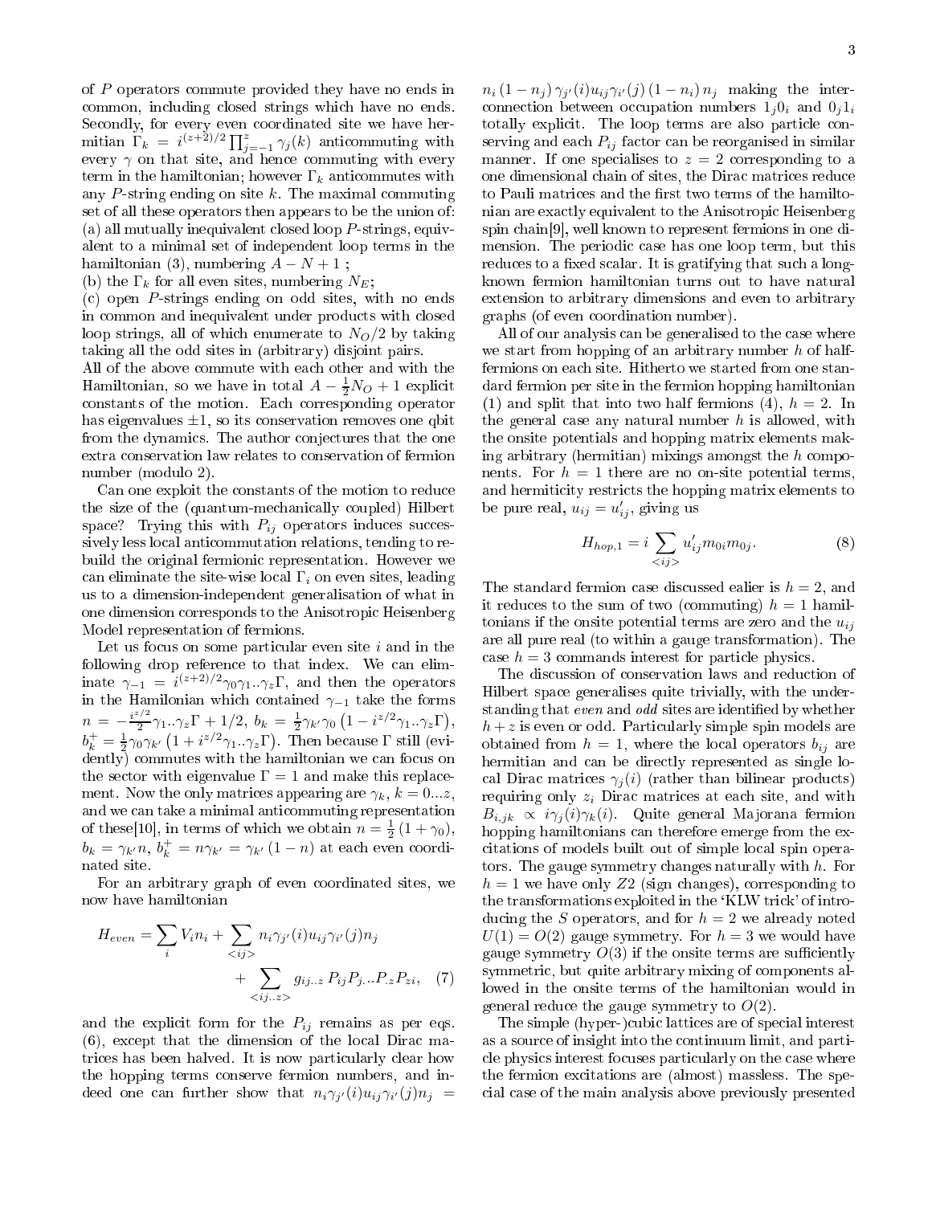of $P$ operators commute provided they have no ends in common, including closed strings which have no ends. Secondly, for every even coordinated site we have hermitian $\Gamma_k = i^{(z+2)/2}\prod_{j=-1}^{z}\gamma_j(k)$ anticommuting with every $\gamma$ on that site, and hence commuting with every term in the hamiltonian; however $\Gamma_k$ anticommutes with any $P$-string ending on site $k$. The maximal commuting set of all these operators then appears to be the union of:
(a) all mutually inequivalent closed loop $P$-strings, equivalent to a minimal set of independent loop terms in the hamiltonian (3), numbering $A - N + 1$ ;
(b) the $\Gamma_k$ for all even sites, numbering $N_E$;
(c) open $P$-strings ending on odd sites, with no ends in common and inequivalent under products with closed loop strings, all of which enumerate to $N_O/2$ by taking taking all the odd sites in (arbitrary) disjoint pairs.
All of the above commute with each other and with the Hamiltonian, so we have in total $A - \frac{1}{2}N_O + 1$ explicit constants of the motion. Each corresponding operator has eigenvalues $\pm 1$, so its conservation removes one qbit from the dynamics. The author conjectures that the one extra conservation law relates to conservation of fermion number (modulo 2).

Can one exploit the constants of the motion to reduce the size of the (quantum-mechanically coupled) Hilbert space? Trying this with $P_{ij}$ operators induces successively less local anticommutation relations, tending to rebuild the original fermionic representation. However we can eliminate the site-wise local $\Gamma_i$ on even sites, leading us to a dimension-independent generalisation of what in one dimension corresponds to the Anisotropic Heisenberg Model representation of fermions.

Let us focus on some particular even site $i$ and in the following drop reference to that index. We can eliminate $\gamma_{-1} = i^{(z+2)/2}\gamma_0\gamma_1..\gamma_z\Gamma$, and then the operators in the Hamilonian which contained $\gamma_{-1}$ take the forms $n = -\frac{i^{z/2}}{2}\gamma_1..\gamma_z\Gamma + 1/2$, $b_k = \frac{1}{2}\gamma_{k'}\gamma_0\left(1 - i^{z/2}\gamma_1..\gamma_z\Gamma\right)$, $b_k^+ = \frac{1}{2}\gamma_0\gamma_{k'}\left(1 + i^{z/2}\gamma_1..\gamma_z\Gamma\right)$. Then because $\Gamma$ still (evidently) commutes with the hamiltonian we can focus on the sector with eigenvalue $\Gamma = 1$ and make this replacement. Now the only matrices appearing are $\gamma_k$, $k = 0...z$, and we can take a minimal anticommuting representation of these[10], in terms of which we obtain $n = \frac{1}{2}\left(1 + \gamma_0\right)$, $b_k = \gamma_{k'}n$, $b_k^+ = n\gamma_{k'} = \gamma_{k'}\left(1 - n\right)$ at each even coordinated site.

For an arbitrary graph of even coordinated sites, we now have hamiltonian

$$H_{even} = \sum_i V_i n_i + \sum_{<ij>} n_i\gamma_{j'}(i)u_{ij}\gamma_{i'}(j)n_j + \sum_{<ij..z>} g_{ij..z}\, P_{ij}P_{j..}..P_{.z}P_{zi}, \quad (7)$$

and the explicit form for the $P_{ij}$ remains as per eqs. (6), except that the dimension of the local Dirac matrices has been halved. It is now particularly clear how the hopping terms conserve fermion numbers, and indeed one can further show that $n_i\gamma_{j'}(i)u_{ij}\gamma_{i'}(j)n_j = n_i\left(1 - n_j\right)\gamma_{j'}(i)u_{ij}\gamma_{i'}(j)\left(1 - n_i\right)n_j$ making the interconnection between occupation numbers $1_j0_i$ and $0_j1_i$ totally explicit. The loop terms are also particle conserving and each $P_{ij}$ factor can be reorganised in similar manner. If one specialises to $z = 2$ corresponding to a one dimensional chain of sites, the Dirac matrices reduce to Pauli matrices and the first two terms of the hamiltonian are exactly equivalent to the Anisotropic Heisenberg spin chain[9], well known to represent fermions in one dimension. The periodic case has one loop term, but this reduces to a fixed scalar. It is gratifying that such a long-known fermion hamiltonian turns out to have natural extension to arbitrary dimensions and even to arbitrary graphs (of even coordination number).

All of our analysis can be generalised to the case where we start from hopping of an arbitrary number $h$ of half-fermions on each site. Hitherto we started from one standard fermion per site in the fermion hopping hamiltonian (1) and split that into two half fermions (4), $h = 2$. In the general case any natural number $h$ is allowed, with the onsite potentials and hopping matrix elements making arbitrary (hermitian) mixings amongst the $h$ components. For $h = 1$ there are no on-site potential terms, and hermiticity restricts the hopping matrix elements to be pure real, $u_{ij} = u'_{ij}$, giving us

$$H_{hop,1} = i\sum_{<ij>} u'_{ij}m_{0i}m_{0j}. \quad (8)$$

The standard fermion case discussed ealier is $h = 2$, and it reduces to the sum of two (commuting) $h = 1$ hamiltonians if the onsite potential terms are zero and the $u_{ij}$ are all pure real (to within a gauge transformation). The case $h = 3$ commands interest for particle physics.

The discussion of conservation laws and reduction of Hilbert space generalises quite trivially, with the understanding that *even* and *odd* sites are identified by whether $h + z$ is even or odd. Particularly simple spin models are obtained from $h = 1$, where the local operators $b_{ij}$ are hermitian and can be directly represented as single local Dirac matrices $\gamma_j(i)$ (rather than bilinear products) requiring only $z_i$ Dirac matrices at each site, and with $B_{i,jk} \propto i\gamma_j(i)\gamma_k(i)$. Quite general Majorana fermion hopping hamiltonians can therefore emerge from the excitations of models built out of simple local spin operators. The gauge symmetry changes naturally with $h$. For $h = 1$ we have only $Z2$ (sign changes), corresponding to the transformations exploited in the 'KLW trick' of introducing the $S$ operators, and for $h = 2$ we already noted $U(1) = O(2)$ gauge symmetry. For $h = 3$ we would have gauge symmetry $O(3)$ if the onsite terms are sufficiently symmetric, but quite arbitrary mixing of components allowed in the onsite terms of the hamiltonian would in general reduce the gauge symmetry to $O(2)$.

The simple (hyper-)cubic lattices are of special interest as a source of insight into the continuum limit, and particle physics interest focuses particularly on the case where the fermion excitations are (almost) massless. The special case of the main analysis above previously presented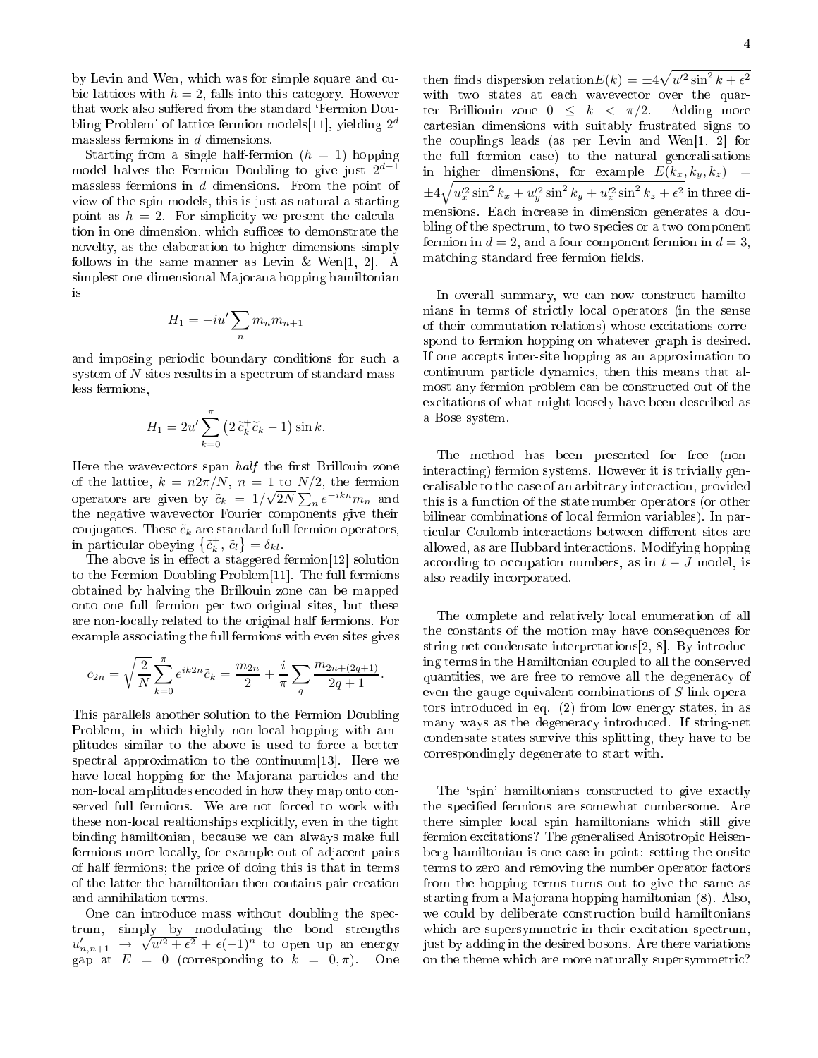by Levin and Wen, which was for simple square and cubic lattices with $h = 2$, falls into this category. However that work also suffered from the standard 'Fermion Doubling Problem' of lattice fermion models[11], yielding $2^d$ massless fermions in $d$ dimensions.

Starting from a single half-fermion ($h = 1$) hopping model halves the Fermion Doubling to give just $2^{d-1}$ massless fermions in $d$ dimensions. From the point of view of the spin models, this is just as natural a starting point as $h = 2$. For simplicity we present the calculation in one dimension, which suffices to demonstrate the novelty, as the elaboration to higher dimensions simply follows in the same manner as Levin & Wen[1, 2]. A simplest one dimensional Majorana hopping hamiltonian is

$$H_1 = -iu' \sum_n m_n m_{n+1}$$

and imposing periodic boundary conditions for such a system of $N$ sites results in a spectrum of standard massless fermions,

$$H_1 = 2u' \sum_{k=0}^{\pi} \left(2\,\tilde{c}_k^{+} \tilde{c}_k - 1\right) \sin k.$$

Here the wavevectors span *half* the first Brillouin zone of the lattice, $k = n2\pi/N$, $n = 1$ to $N/2$, the fermion operators are given by $\tilde{c}_k = 1/\sqrt{2N} \sum_n e^{-ikn} m_n$ and the negative wavevector Fourier components give their conjugates. These $\tilde{c}_k$ are standard full fermion operators, in particular obeying $\left\{\tilde{c}_k^{+}, \tilde{c}_l\right\} = \delta_{kl}$.

The above is in effect a staggered fermion[12] solution to the Fermion Doubling Problem[11]. The full fermions obtained by halving the Brillouin zone can be mapped onto one full fermion per two original sites, but these are non-locally related to the original half fermions. For example associating the full fermions with even sites gives

$$c_{2n} = \sqrt{\frac{2}{N}} \sum_{k=0}^{\pi} e^{ik2n} \tilde{c}_k = \frac{m_{2n}}{2} + \frac{i}{\pi} \sum_q \frac{m_{2n+(2q+1)}}{2q+1}.$$

This parallels another solution to the Fermion Doubling Problem, in which highly non-local hopping with amplitudes similar to the above is used to force a better spectral approximation to the continuum[13]. Here we have local hopping for the Majorana particles and the non-local amplitudes encoded in how they map onto conserved full fermions. We are not forced to work with these non-local realtionships explicitly, even in the tight binding hamiltonian, because we can always make full fermions more locally, for example out of adjacent pairs of half fermions; the price of doing this is that in terms of the latter the hamiltonian then contains pair creation and annihilation terms.

One can introduce mass without doubling the spectrum, simply by modulating the bond strengths $u'_{n,n+1} \rightarrow \sqrt{u'^2 + \epsilon^2} + \epsilon(-1)^n$ to open up an energy gap at $E = 0$ (corresponding to $k = 0, \pi$). One then finds dispersion relation $E(k) = \pm 4\sqrt{u'^2 \sin^2 k + \epsilon^2}$ with two states at each wavevector over the quarter Brilliouin zone $0 \leq k < \pi/2$. Adding more cartesian dimensions with suitably frustrated signs to the couplings leads (as per Levin and Wen[1, 2] for the full fermion case) to the natural generalisations in higher dimensions, for example $E(k_x, k_y, k_z) = \pm 4\sqrt{u_x'^2 \sin^2 k_x + u_y'^2 \sin^2 k_y + u_z'^2 \sin^2 k_z + \epsilon^2}$ in three dimensions. Each increase in dimension generates a doubling of the spectrum, to two species or a two component fermion in $d = 2$, and a four component fermion in $d = 3$, matching standard free fermion fields.

In overall summary, we can now construct hamiltonians in terms of strictly local operators (in the sense of their commutation relations) whose excitations correspond to fermion hopping on whatever graph is desired. If one accepts inter-site hopping as an approximation to continuum particle dynamics, then this means that almost any fermion problem can be constructed out of the excitations of what might loosely have been described as a Bose system.

The method has been presented for free (non-interacting) fermion systems. However it is trivially generalisable to the case of an arbitrary interaction, provided this is a function of the state number operators (or other bilinear combinations of local fermion variables). In particular Coulomb interactions between different sites are allowed, as are Hubbard interactions. Modifying hopping according to occupation numbers, as in $t - J$ model, is also readily incorporated.

The complete and relatively local enumeration of all the constants of the motion may have consequences for string-net condensate interpretations[2, 8]. By introducing terms in the Hamiltonian coupled to all the conserved quantities, we are free to remove all the degeneracy of even the gauge-equivalent combinations of $S$ link operators introduced in eq. (2) from low energy states, in as many ways as the degeneracy introduced. If string-net condensate states survive this splitting, they have to be correspondingly degenerate to start with.

The 'spin' hamiltonians constructed to give exactly the specified fermions are somewhat cumbersome. Are there simpler local spin hamiltonians which still give fermion excitations? The generalised Anisotropic Heisenberg hamiltonian is one case in point: setting the onsite terms to zero and removing the number operator factors from the hopping terms turns out to give the same as starting from a Majorana hopping hamiltonian (8). Also, we could by deliberate construction build hamiltonians which are supersymmetric in their excitation spectrum, just by adding in the desired bosons. Are there variations on the theme which are more naturally supersymmetric?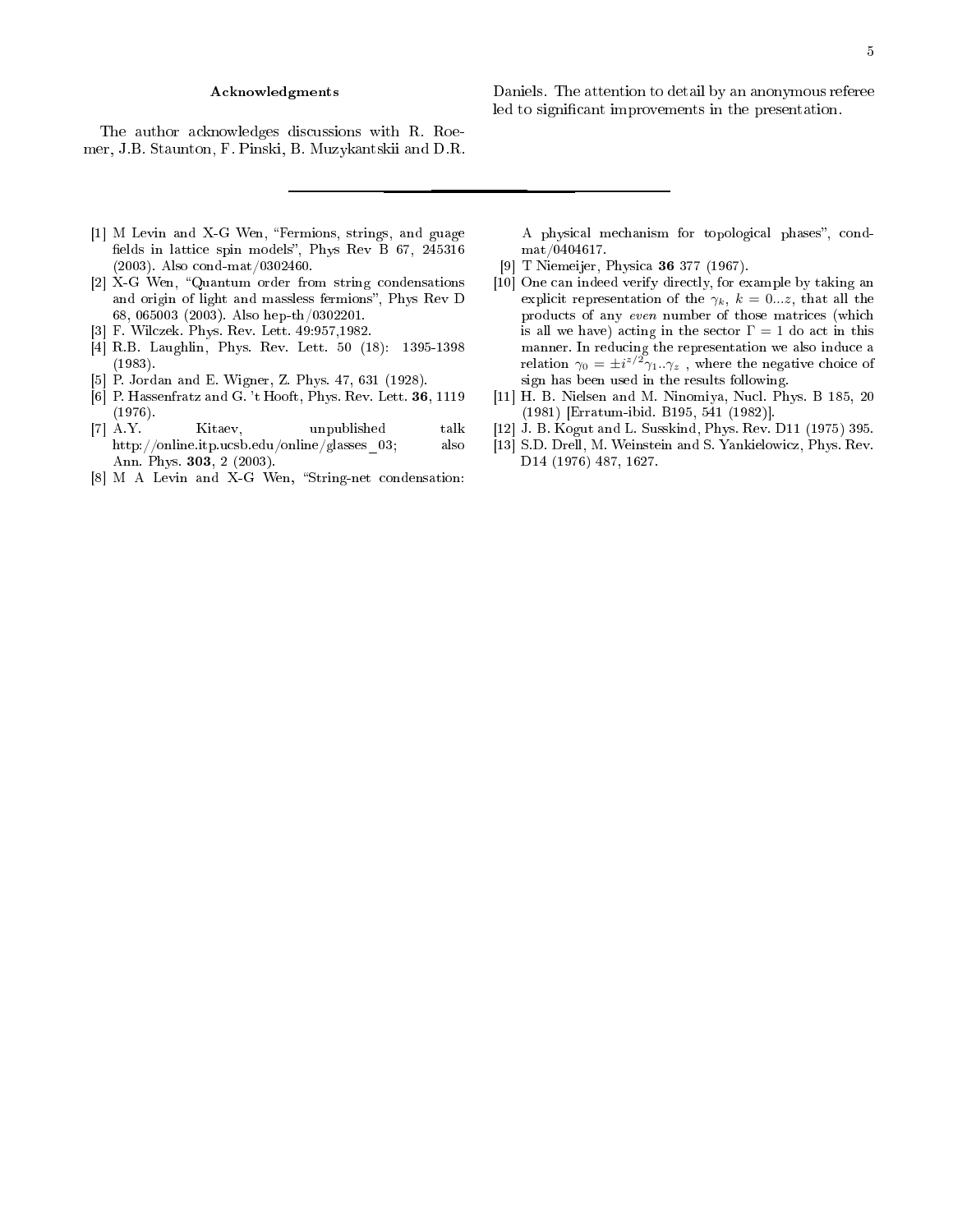## Acknowledgments

The author acknowledges discussions with R. Roemer, J.B. Staunton, F. Pinski, B. Muzykantskii and D.R. Daniels. The attention to detail by an anonymous referee led to significant improvements in the presentation.

---

[1] M Levin and X-G Wen, "Fermions, strings, and guage fields in lattice spin models", Phys Rev B 67, 245316 (2003). Also cond-mat/0302460.

[2] X-G Wen, "Quantum order from string condensations and origin of light and massless fermions", Phys Rev D 68, 065003 (2003). Also hep-th/0302201.

[3] F. Wilczek. Phys. Rev. Lett. 49:957,1982.

[4] R.B. Laughlin, Phys. Rev. Lett. 50 (18): 1395-1398 (1983).

[5] P. Jordan and E. Wigner, Z. Phys. 47, 631 (1928).

[6] P. Hassenfratz and G. 't Hooft, Phys. Rev. Lett. **36**, 1119 (1976).

[7] A.Y. Kitaev, unpublished talk http://online.itp.ucsb.edu/online/glasses_03; also Ann. Phys. **303**, 2 (2003).

[8] M A Levin and X-G Wen, "String-net condensation: A physical mechanism for topological phases", cond-mat/0404617.

[9] T Niemeijer, Physica **36** 377 (1967).

[10] One can indeed verify directly, for example by taking an explicit representation of the $\gamma_k$, $k = 0...z$, that all the products of any *even* number of those matrices (which is all we have) acting in the sector $\Gamma = 1$ do act in this manner. In reducing the representation we also induce a relation $\gamma_0 = \pm i^{z/2}\gamma_1..\gamma_z$ , where the negative choice of sign has been used in the results following.

[11] H. B. Nielsen and M. Ninomiya, Nucl. Phys. B 185, 20 (1981) [Erratum-ibid. B195, 541 (1982)].

[12] J. B. Kogut and L. Susskind, Phys. Rev. D11 (1975) 395.

[13] S.D. Drell, M. Weinstein and S. Yankielowicz, Phys. Rev. D14 (1976) 487, 1627.